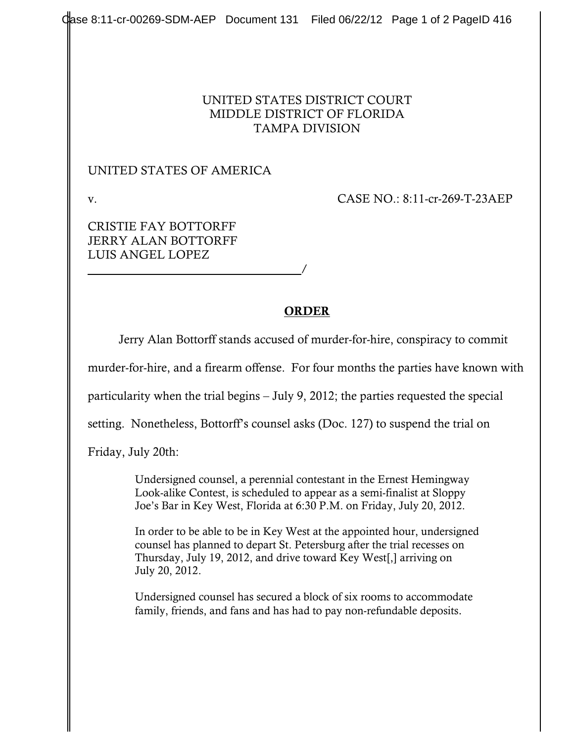UNITED STATES DISTRICT COURT
MIDDLE DISTRICT OF FLORIDA
TAMPA DIVISION

UNITED STATES OF AMERICA

v. CASE NO.: 8:11-cr-269-T-23AEP

CRISTIE FAY BOTTORFF
JERRY ALAN BOTTORFF
LUIS ANGEL LOPEZ

______________________________/

## ORDER

Jerry Alan Bottorff stands accused of murder-for-hire, conspiracy to commit murder-for-hire, and a firearm offense. For four months the parties have known with particularity when the trial begins – July 9, 2012; the parties requested the special setting. Nonetheless, Bottorff's counsel asks (Doc. 127) to suspend the trial on Friday, July 20th:

> Undersigned counsel, a perennial contestant in the Ernest Hemingway Look-alike Contest, is scheduled to appear as a semi-finalist at Sloppy Joe's Bar in Key West, Florida at 6:30 P.M. on Friday, July 20, 2012.
>
> In order to be able to be in Key West at the appointed hour, undersigned counsel has planned to depart St. Petersburg after the trial recesses on Thursday, July 19, 2012, and drive toward Key West[,] arriving on July 20, 2012.
>
> Undersigned counsel has secured a block of six rooms to accommodate family, friends, and fans and has had to pay non-refundable deposits.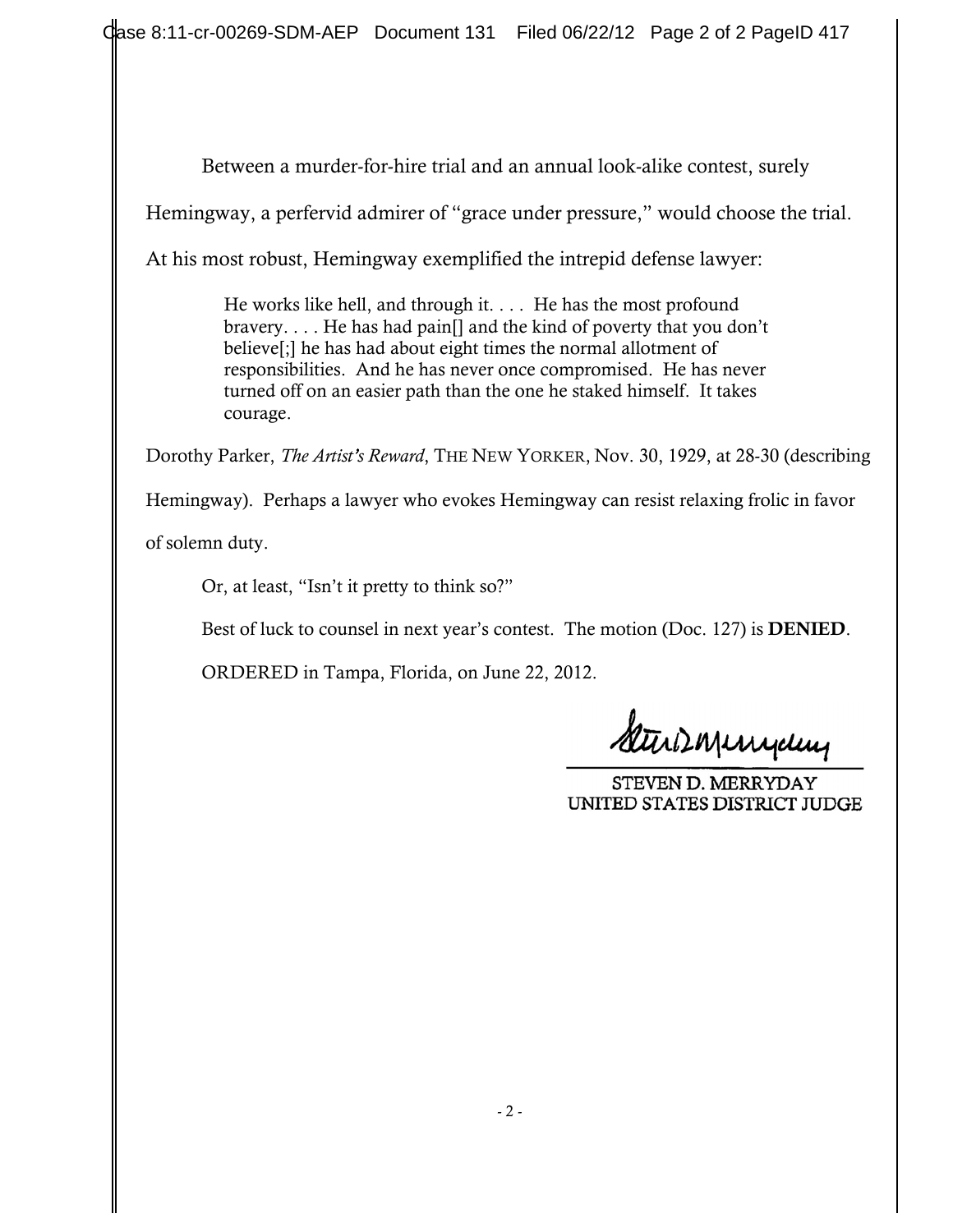Between a murder-for-hire trial and an annual look-alike contest, surely Hemingway, a perfervid admirer of "grace under pressure," would choose the trial. At his most robust, Hemingway exemplified the intrepid defense lawyer:

> He works like hell, and through it. . . . He has the most profound bravery. . . . He has had pain[] and the kind of poverty that you don't believe[;] he has had about eight times the normal allotment of responsibilities. And he has never once compromised. He has never turned off on an easier path than the one he staked himself. It takes courage.

Dorothy Parker, *The Artist's Reward*, THE NEW YORKER, Nov. 30, 1929, at 28-30 (describing Hemingway). Perhaps a lawyer who evokes Hemingway can resist relaxing frolic in favor of solemn duty.

Or, at least, "Isn't it pretty to think so?"

Best of luck to counsel in next year's contest. The motion (Doc. 127) is **DENIED**.

ORDERED in Tampa, Florida, on June 22, 2012.

STEVEN D. MERRYDAY
UNITED STATES DISTRICT JUDGE